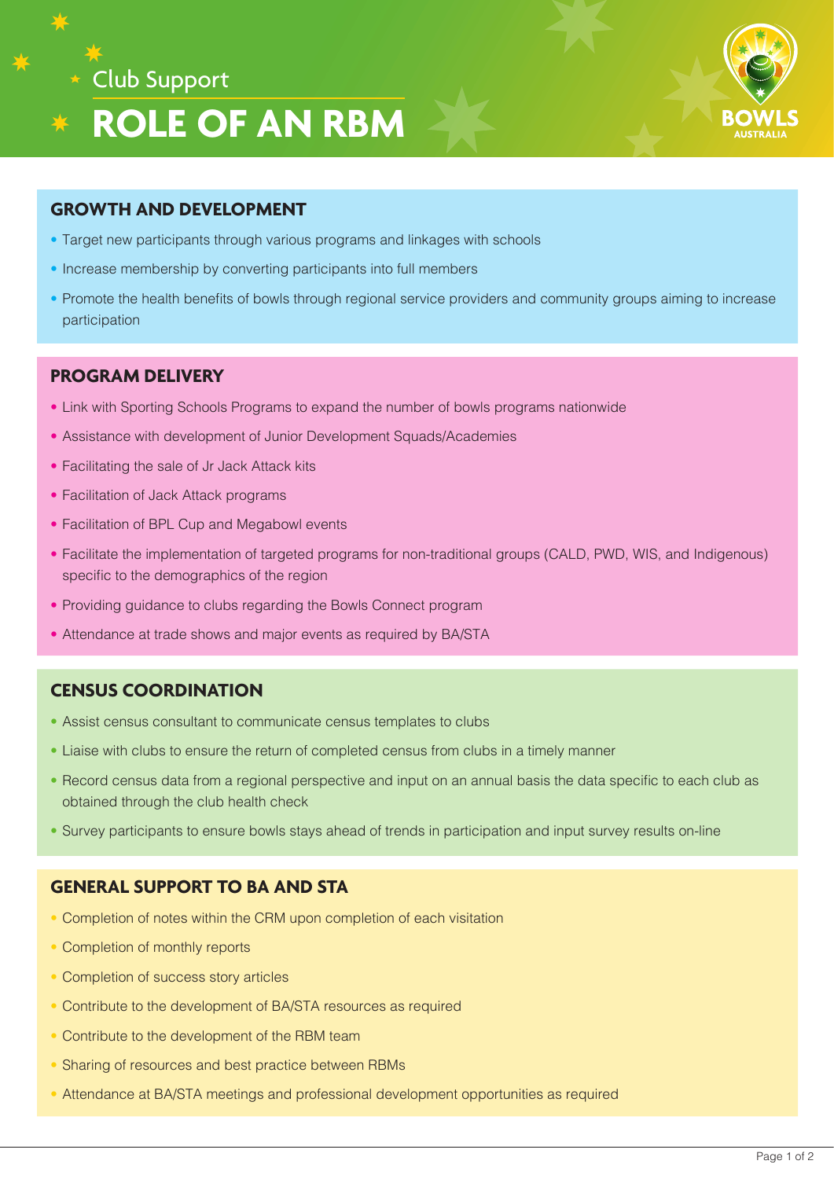Club Support

# ROLE OF AN RBM

## GROWTH AND DEVELOPMENT

- Target new participants through various programs and linkages with schools
- Increase membership by converting participants into full members
- Promote the health benefits of bowls through regional service providers and community groups aiming to increase participation

## PROGRAM DELIVERY

- Link with Sporting Schools Programs to expand the number of bowls programs nationwide
- Assistance with development of Junior Development Squads/Academies
- Facilitating the sale of Jr Jack Attack kits
- Facilitation of Jack Attack programs
- Facilitation of BPL Cup and Megabowl events
- Facilitate the implementation of targeted programs for non-traditional groups (CALD, PWD, WIS, and Indigenous) specific to the demographics of the region
- Providing guidance to clubs regarding the Bowls Connect program
- Attendance at trade shows and major events as required by BA/STA

## CENSUS COORDINATION

- Assist census consultant to communicate census templates to clubs
- Liaise with clubs to ensure the return of completed census from clubs in a timely manner
- Record census data from a regional perspective and input on an annual basis the data specific to each club as obtained through the club health check
- Survey participants to ensure bowls stays ahead of trends in participation and input survey results on-line

## GENERAL SUPPORT TO BA AND STA

- Completion of notes within the CRM upon completion of each visitation
- Completion of monthly reports
- Completion of success story articles
- Contribute to the development of BA/STA resources as required
- Contribute to the development of the RBM team
- Sharing of resources and best practice between RBMs
- Attendance at BA/STA meetings and professional development opportunities as required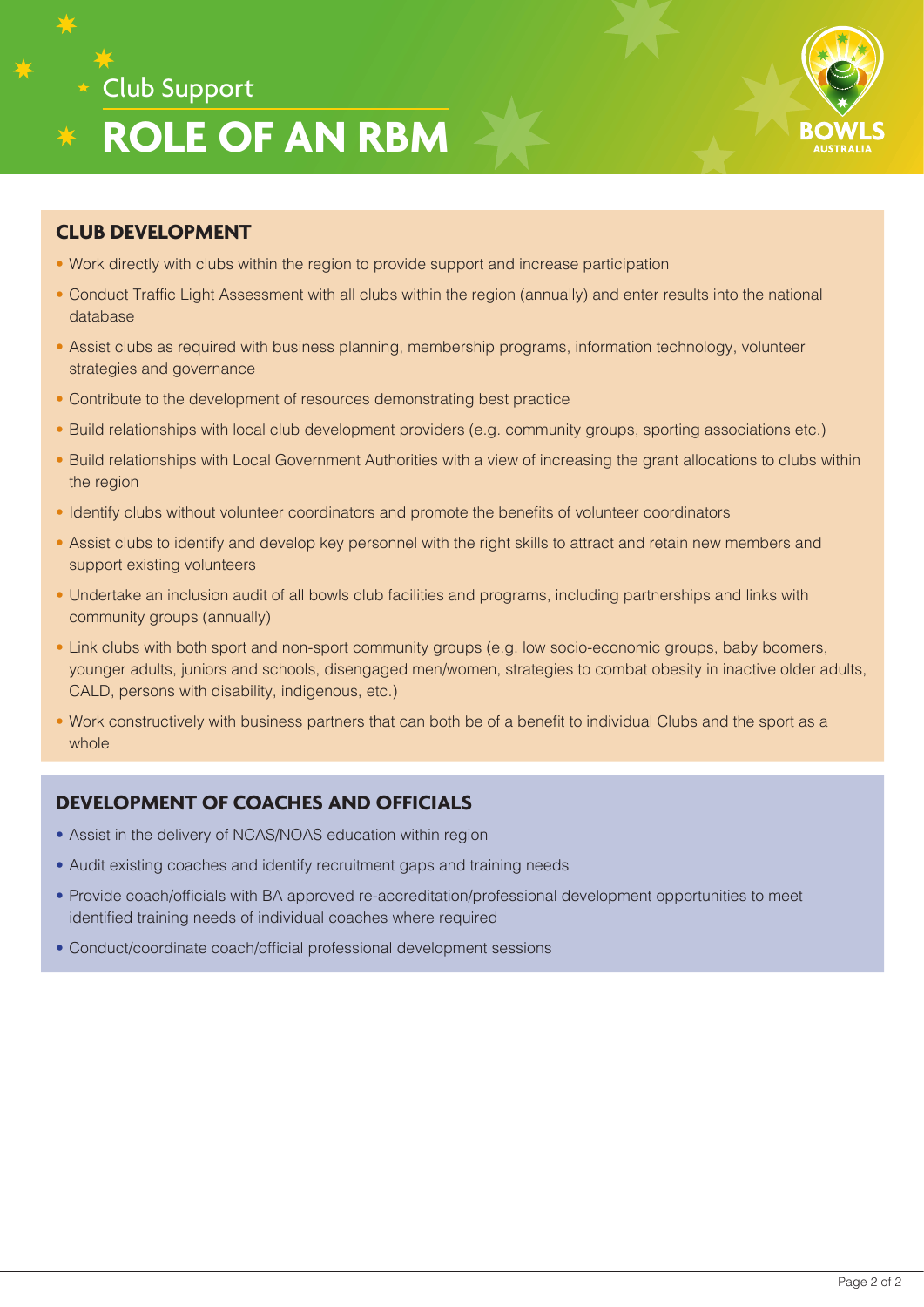Club Support

# ROLE OF AN RBM

## CLUB DEVELOPMENT

- Work directly with clubs within the region to provide support and increase participation
- Conduct Traffic Light Assessment with all clubs within the region (annually) and enter results into the national database
- Assist clubs as required with business planning, membership programs, information technology, volunteer strategies and governance
- Contribute to the development of resources demonstrating best practice
- Build relationships with local club development providers (e.g. community groups, sporting associations etc.)
- Build relationships with Local Government Authorities with a view of increasing the grant allocations to clubs within the region
- Identify clubs without volunteer coordinators and promote the benefits of volunteer coordinators
- Assist clubs to identify and develop key personnel with the right skills to attract and retain new members and support existing volunteers
- Undertake an inclusion audit of all bowls club facilities and programs, including partnerships and links with community groups (annually)
- Link clubs with both sport and non-sport community groups (e.g. low socio-economic groups, baby boomers, younger adults, juniors and schools, disengaged men/women, strategies to combat obesity in inactive older adults, CALD, persons with disability, indigenous, etc.)
- Work constructively with business partners that can both be of a benefit to individual Clubs and the sport as a whole

## DEVELOPMENT OF COACHES AND OFFICIALS

- Assist in the delivery of NCAS/NOAS education within region
- Audit existing coaches and identify recruitment gaps and training needs
- Provide coach/officials with BA approved re-accreditation/professional development opportunities to meet identified training needs of individual coaches where required
- Conduct/coordinate coach/official professional development sessions